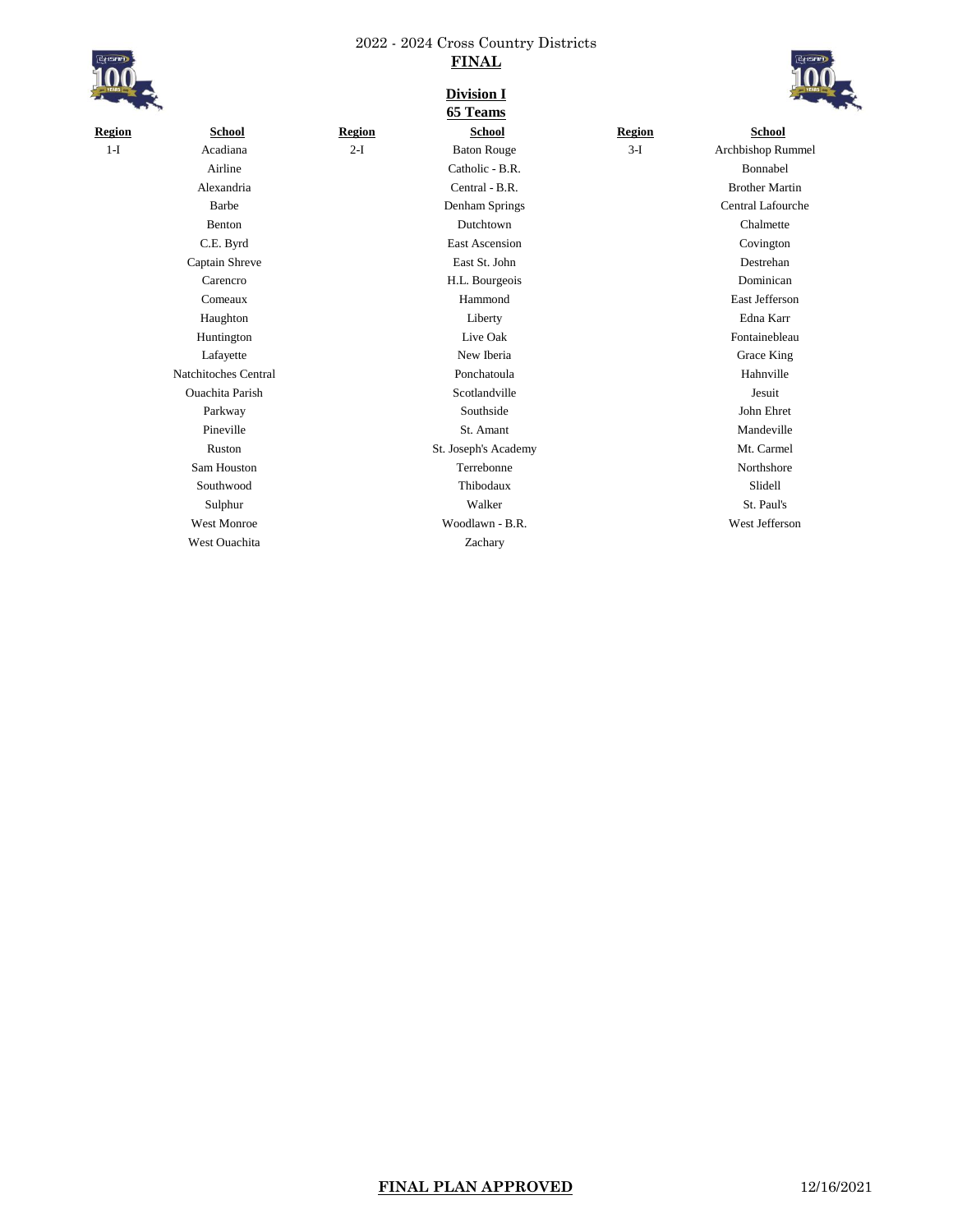2022 - 2024 Cross Country Districts

**FINAL**

## Division I

**65 Teams**

| Region | School | Region | School | Region | School |
|---|---|---|---|---|---|
| 1-I | Acadiana | 2-I | Baton Rouge | 3-I | Archbishop Rummel |
| | Airline | | Catholic - B.R. | | Bonnabel |
| | Alexandria | | Central - B.R. | | Brother Martin |
| | Barbe | | Denham Springs | | Central Lafourche |
| | Benton | | Dutchtown | | Chalmette |
| | C.E. Byrd | | East Ascension | | Covington |
| | Captain Shreve | | East St. John | | Destrehan |
| | Carencro | | H.L. Bourgeois | | Dominican |
| | Comeaux | | Hammond | | East Jefferson |
| | Haughton | | Liberty | | Edna Karr |
| | Huntington | | Live Oak | | Fontainebleau |
| | Lafayette | | New Iberia | | Grace King |
| | Natchitoches Central | | Ponchatoula | | Hahnville |
| | Ouachita Parish | | Scotlandville | | Jesuit |
| | Parkway | | Southside | | John Ehret |
| | Pineville | | St. Amant | | Mandeville |
| | Ruston | | St. Joseph's Academy | | Mt. Carmel |
| | Sam Houston | | Terrebonne | | Northshore |
| | Southwood | | Thibodaux | | Slidell |
| | Sulphur | | Walker | | St. Paul's |
| | West Monroe | | Woodlawn - B.R. | | West Jefferson |
| | West Ouachita | | Zachary | | |

**FINAL PLAN APPROVED** 12/16/2021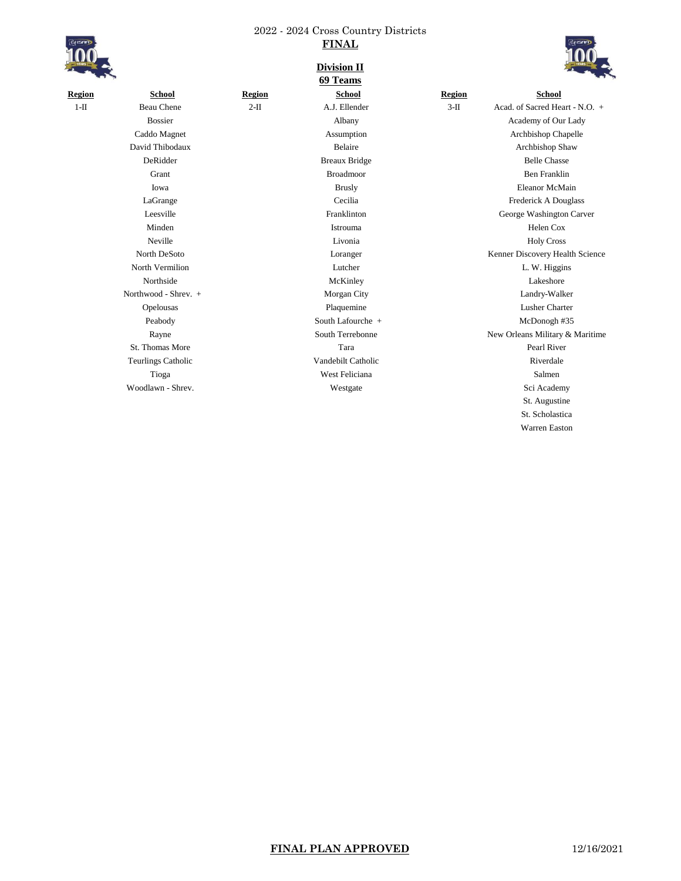2022 - 2024 Cross Country Districts

**FINAL**

## Division II

**69 Teams**

| Region | School | Region | School | Region | School |
|---|---|---|---|---|---|
| 1-II | Beau Chene | 2-II | A.J. Ellender | 3-II | Acad. of Sacred Heart - N.O. + |
| | Bossier | | Albany | | Academy of Our Lady |
| | Caddo Magnet | | Assumption | | Archbishop Chapelle |
| | David Thibodaux | | Belaire | | Archbishop Shaw |
| | DeRidder | | Breaux Bridge | | Belle Chasse |
| | Grant | | Broadmoor | | Ben Franklin |
| | Iowa | | Brusly | | Eleanor McMain |
| | LaGrange | | Cecilia | | Frederick A Douglass |
| | Leesville | | Franklinton | | George Washington Carver |
| | Minden | | Istrouma | | Helen Cox |
| | Neville | | Livonia | | Holy Cross |
| | North DeSoto | | Loranger | | Kenner Discovery Health Science |
| | North Vermilion | | Lutcher | | L. W. Higgins |
| | Northside | | McKinley | | Lakeshore |
| | Northwood - Shrev. + | | Morgan City | | Landry-Walker |
| | Opelousas | | Plaquemine | | Lusher Charter |
| | Peabody | | South Lafourche + | | McDonogh #35 |
| | Rayne | | South Terrebonne | | New Orleans Military & Maritime |
| | St. Thomas More | | Tara | | Pearl River |
| | Teurlings Catholic | | Vandebilt Catholic | | Riverdale |
| | Tioga | | West Feliciana | | Salmen |
| | Woodlawn - Shrev. | | Westgate | | Sci Academy |
| | | | | | St. Augustine |
| | | | | | St. Scholastica |
| | | | | | Warren Easton |

**FINAL PLAN APPROVED** 12/16/2021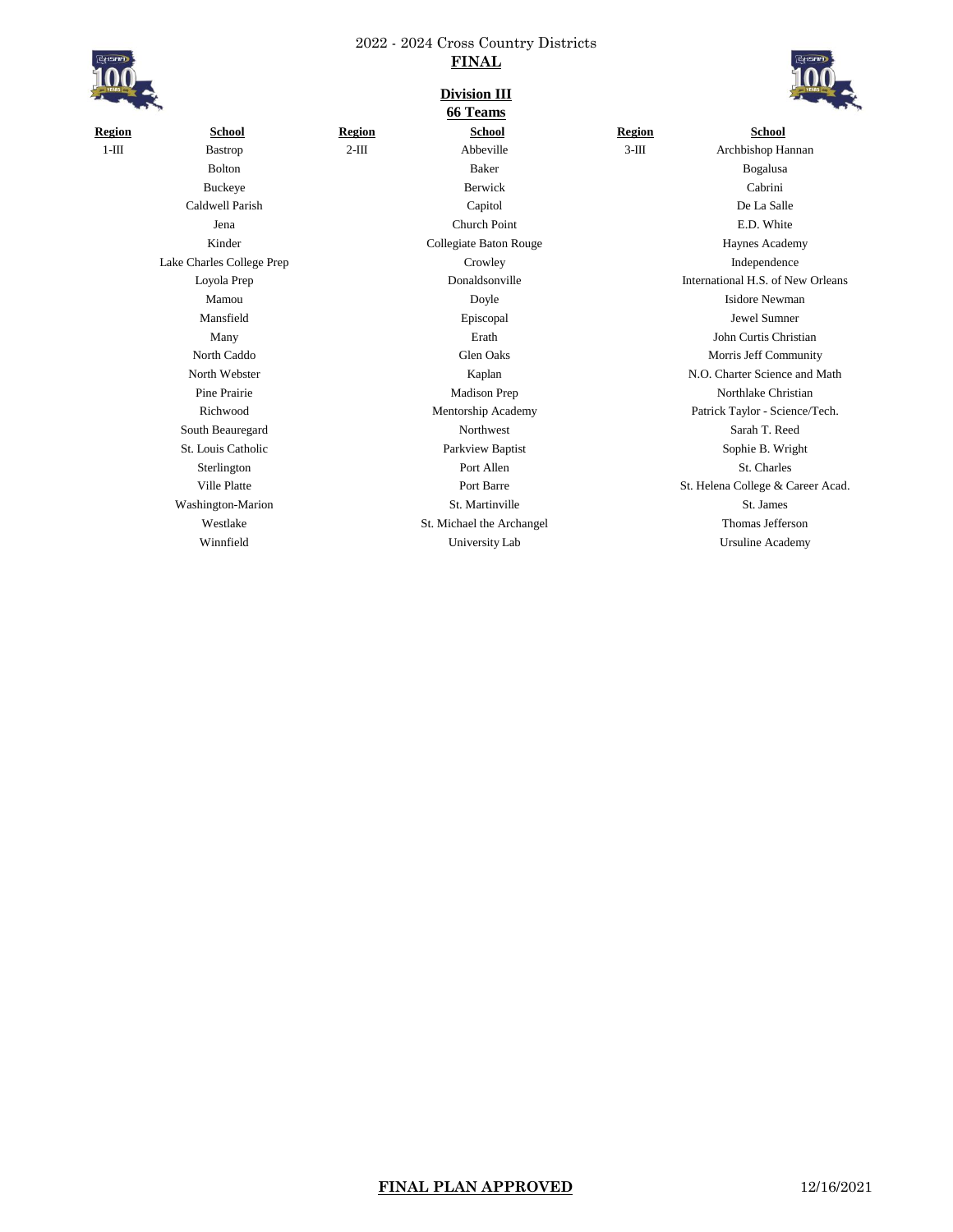2022 - 2024 Cross Country Districts

**FINAL**

## Division III

**66 Teams**

| Region | School | Region | School | Region | School |
|---|---|---|---|---|---|
| 1-III | Bastrop | 2-III | Abbeville | 3-III | Archbishop Hannan |
| | Bolton | | Baker | | Bogalusa |
| | Buckeye | | Berwick | | Cabrini |
| | Caldwell Parish | | Capitol | | De La Salle |
| | Jena | | Church Point | | E.D. White |
| | Kinder | | Collegiate Baton Rouge | | Haynes Academy |
| | Lake Charles College Prep | | Crowley | | Independence |
| | Loyola Prep | | Donaldsonville | | International H.S. of New Orleans |
| | Mamou | | Doyle | | Isidore Newman |
| | Mansfield | | Episcopal | | Jewel Sumner |
| | Many | | Erath | | John Curtis Christian |
| | North Caddo | | Glen Oaks | | Morris Jeff Community |
| | North Webster | | Kaplan | | N.O. Charter Science and Math |
| | Pine Prairie | | Madison Prep | | Northlake Christian |
| | Richwood | | Mentorship Academy | | Patrick Taylor - Science/Tech. |
| | South Beauregard | | Northwest | | Sarah T. Reed |
| | St. Louis Catholic | | Parkview Baptist | | Sophie B. Wright |
| | Sterlington | | Port Allen | | St. Charles |
| | Ville Platte | | Port Barre | | St. Helena College & Career Acad. |
| | Washington-Marion | | St. Martinville | | St. James |
| | Westlake | | St. Michael the Archangel | | Thomas Jefferson |
| | Winnfield | | University Lab | | Ursuline Academy |

**FINAL PLAN APPROVED** 12/16/2021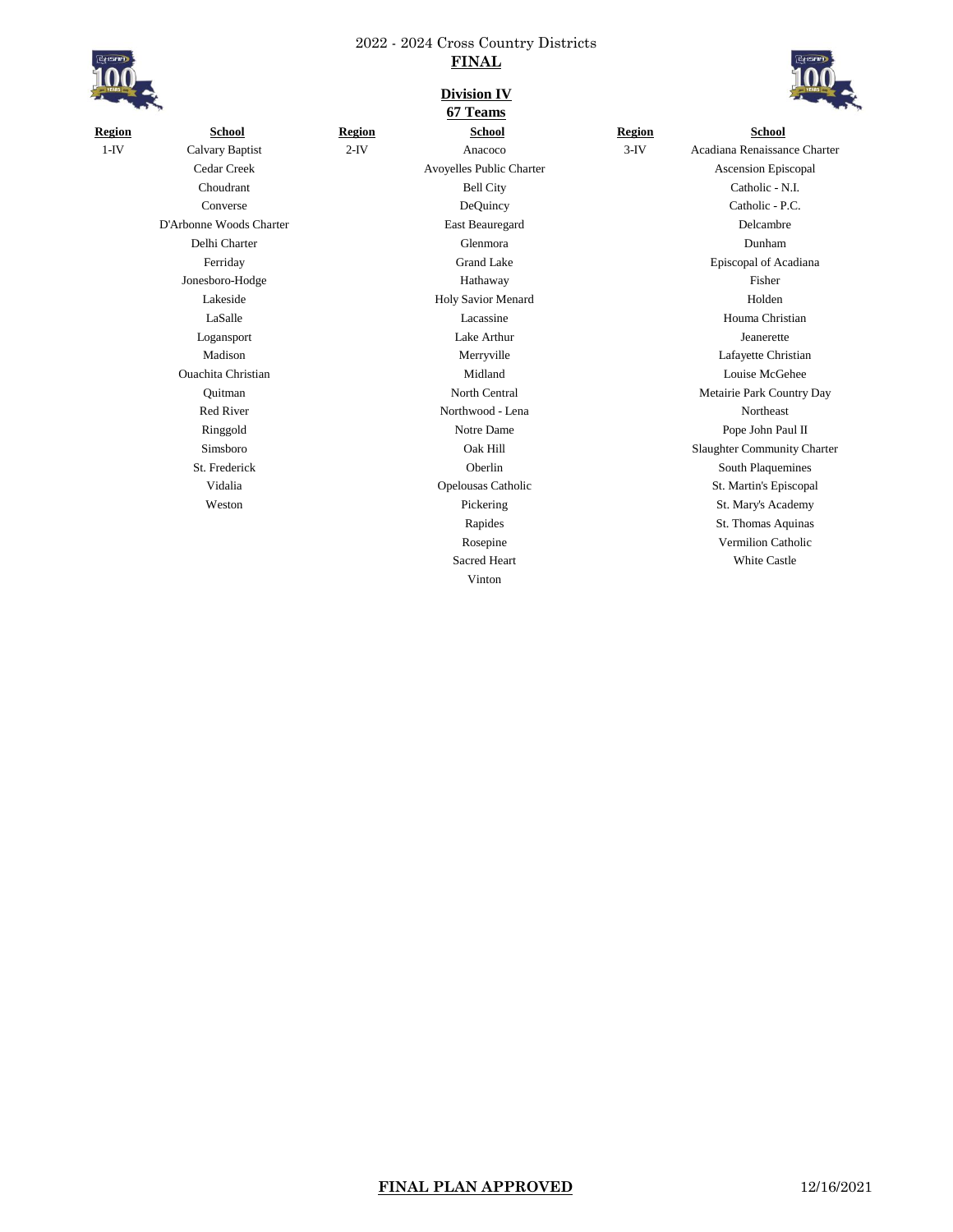2022 - 2024 Cross Country Districts

**FINAL**

## Division IV

**67 Teams**

| Region | School | Region | School | Region | School |
|---|---|---|---|---|---|
| 1-IV | Calvary Baptist | 2-IV | Anacoco | 3-IV | Acadiana Renaissance Charter |
| | Cedar Creek | | Avoyelles Public Charter | | Ascension Episcopal |
| | Choudrant | | Bell City | | Catholic - N.I. |
| | Converse | | DeQuincy | | Catholic - P.C. |
| | D'Arbonne Woods Charter | | East Beauregard | | Delcambre |
| | Delhi Charter | | Glenmora | | Dunham |
| | Ferriday | | Grand Lake | | Episcopal of Acadiana |
| | Jonesboro-Hodge | | Hathaway | | Fisher |
| | Lakeside | | Holy Savior Menard | | Holden |
| | LaSalle | | Lacassine | | Houma Christian |
| | Logansport | | Lake Arthur | | Jeanerette |
| | Madison | | Merryville | | Lafayette Christian |
| | Ouachita Christian | | Midland | | Louise McGehee |
| | Quitman | | North Central | | Metairie Park Country Day |
| | Red River | | Northwood - Lena | | Northeast |
| | Ringgold | | Notre Dame | | Pope John Paul II |
| | Simsboro | | Oak Hill | | Slaughter Community Charter |
| | St. Frederick | | Oberlin | | South Plaquemines |
| | Vidalia | | Opelousas Catholic | | St. Martin's Episcopal |
| | Weston | | Pickering | | St. Mary's Academy |
| | | | Rapides | | St. Thomas Aquinas |
| | | | Rosepine | | Vermilion Catholic |
| | | | Sacred Heart | | White Castle |
| | | | Vinton | | |

**FINAL PLAN APPROVED** 12/16/2021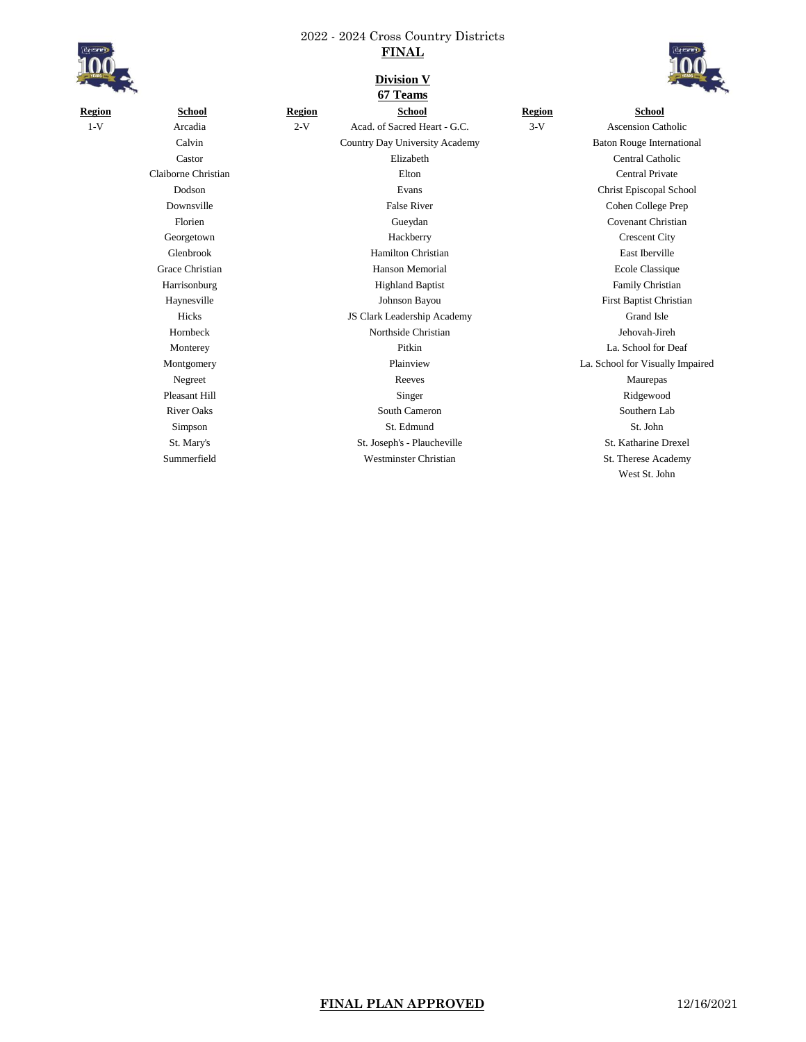2022 - 2024 Cross Country Districts

**FINAL**

**Division V**

**67 Teams**

| Region | School | Region | School | Region | School |
|---|---|---|---|---|---|
| 1-V | Arcadia | 2-V | Acad. of Sacred Heart - G.C. | 3-V | Ascension Catholic |
| | Calvin | | Country Day University Academy | | Baton Rouge International |
| | Castor | | Elizabeth | | Central Catholic |
| | Claiborne Christian | | Elton | | Central Private |
| | Dodson | | Evans | | Christ Episcopal School |
| | Downsville | | False River | | Cohen College Prep |
| | Florien | | Gueydan | | Covenant Christian |
| | Georgetown | | Hackberry | | Crescent City |
| | Glenbrook | | Hamilton Christian | | East Iberville |
| | Grace Christian | | Hanson Memorial | | Ecole Classique |
| | Harrisonburg | | Highland Baptist | | Family Christian |
| | Haynesville | | Johnson Bayou | | First Baptist Christian |
| | Hicks | | JS Clark Leadership Academy | | Grand Isle |
| | Hornbeck | | Northside Christian | | Jehovah-Jireh |
| | Monterey | | Pitkin | | La. School for Deaf |
| | Montgomery | | Plainview | | La. School for Visually Impaired |
| | Negreet | | Reeves | | Maurepas |
| | Pleasant Hill | | Singer | | Ridgewood |
| | River Oaks | | South Cameron | | Southern Lab |
| | Simpson | | St. Edmund | | St. John |
| | St. Mary's | | St. Joseph's - Plaucheville | | St. Katharine Drexel |
| | Summerfield | | Westminster Christian | | St. Therese Academy |
| | | | | | West St. John |

**FINAL PLAN APPROVED** 12/16/2021